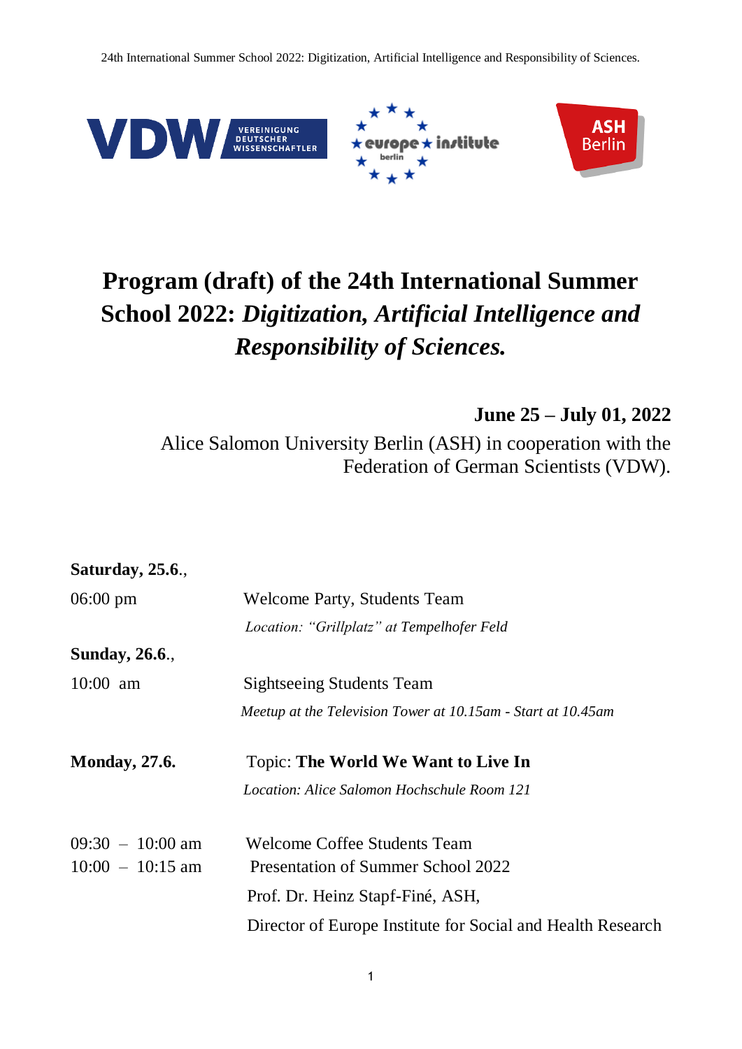# Program (draft) of the 24th International Summer School 2022: *Digitization, Artificial Intelligence and Responsibility of Sciences.*

**June 25 – July 01, 2022**

Alice Salomon University Berlin (ASH) in cooperation with the Federation of German Scientists (VDW).

**Saturday, 25.6.**,

| | |
|---|---|
| 06:00 pm | Welcome Party, Students Team |
| | *Location: "Grillplatz" at Tempelhofer Feld* |

**Sunday, 26.6.**,

| | |
|---|---|
| 10:00 am | Sightseeing Students Team |
| | *Meetup at the Television Tower at 10.15am - Start at 10.45am* |

**Monday, 27.6.** Topic: **The World We Want to Live In**

*Location: Alice Salomon Hochschule Room 121*

| | |
|---|---|
| 09:30 – 10:00 am | Welcome Coffee Students Team |
| 10:00 – 10:15 am | Presentation of Summer School 2022 |
| | Prof. Dr. Heinz Stapf-Finé, ASH, |
| | Director of Europe Institute for Social and Health Research |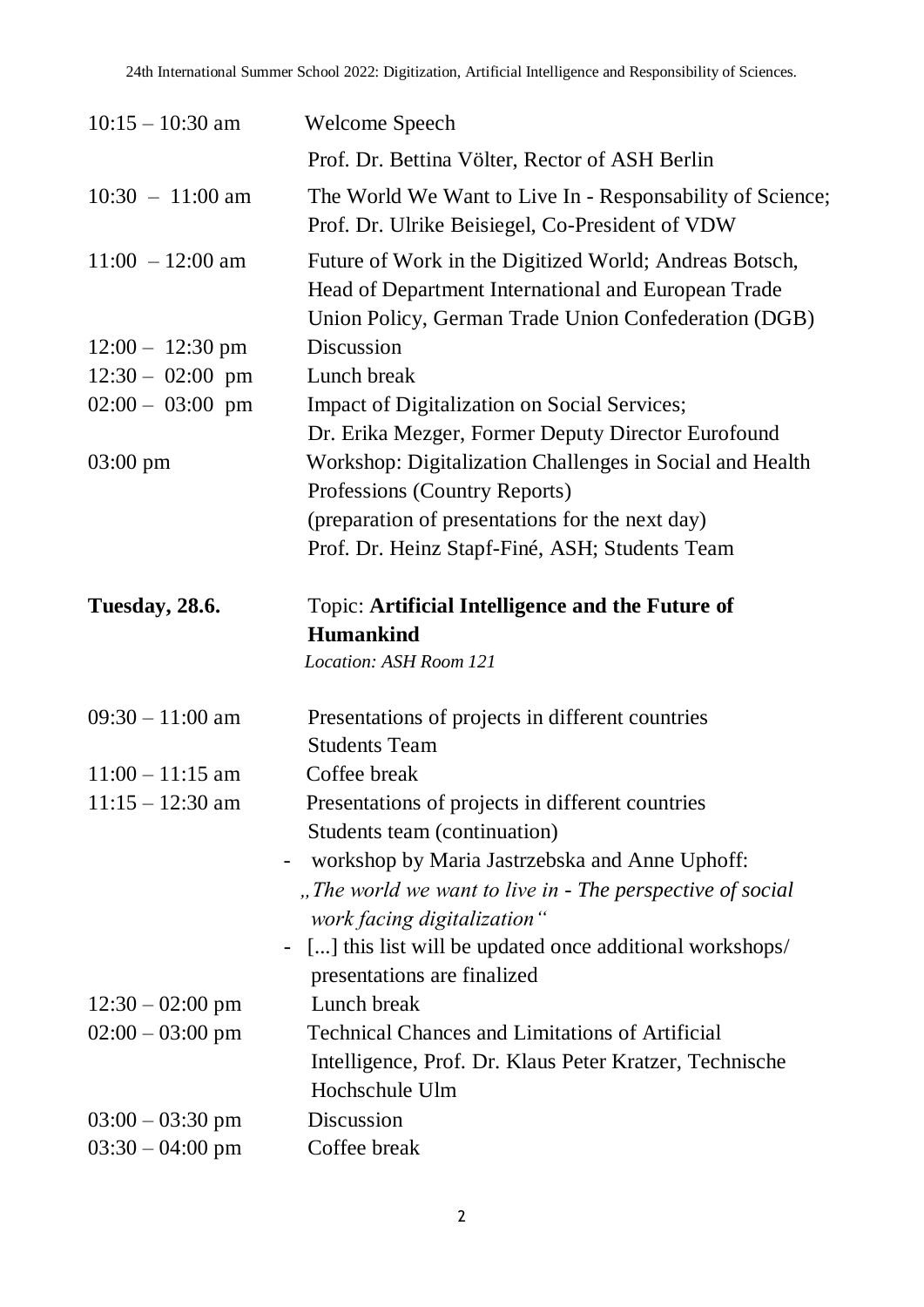| | |
|---|---|
| 10:15 – 10:30 am | Welcome Speech<br>Prof. Dr. Bettina Völter, Rector of ASH Berlin |
| 10:30 – 11:00 am | The World We Want to Live In - Responsability of Science; Prof. Dr. Ulrike Beisiegel, Co-President of VDW |
| 11:00 – 12:00 am | Future of Work in the Digitized World; Andreas Botsch, Head of Department International and European Trade Union Policy, German Trade Union Confederation (DGB) |
| 12:00 – 12:30 pm | Discussion |
| 12:30 – 02:00 pm | Lunch break |
| 02:00 – 03:00 pm | Impact of Digitalization on Social Services;<br>Dr. Erika Mezger, Former Deputy Director Eurofound |
| 03:00 pm | Workshop: Digitalization Challenges in Social and Health Professions (Country Reports)<br>(preparation of presentations for the next day)<br>Prof. Dr. Heinz Stapf-Finé, ASH; Students Team |

**Tuesday, 28.6.** Topic: **Artificial Intelligence and the Future of Humankind**

*Location: ASH Room 121*

| | |
|---|---|
| 09:30 – 11:00 am | Presentations of projects in different countries<br>Students Team |
| 11:00 – 11:15 am | Coffee break |
| 11:15 – 12:30 am | Presentations of projects in different countries<br>Students team (continuation)<br>- workshop by Maria Jastrzebska and Anne Uphoff: *„The world we want to live in - The perspective of social work facing digitalization"*<br>- [...] this list will be updated once additional workshops/ presentations are finalized |
| 12:30 – 02:00 pm | Lunch break |
| 02:00 – 03:00 pm | Technical Chances and Limitations of Artificial Intelligence, Prof. Dr. Klaus Peter Kratzer, Technische Hochschule Ulm |
| 03:00 – 03:30 pm | Discussion |
| 03:30 – 04:00 pm | Coffee break |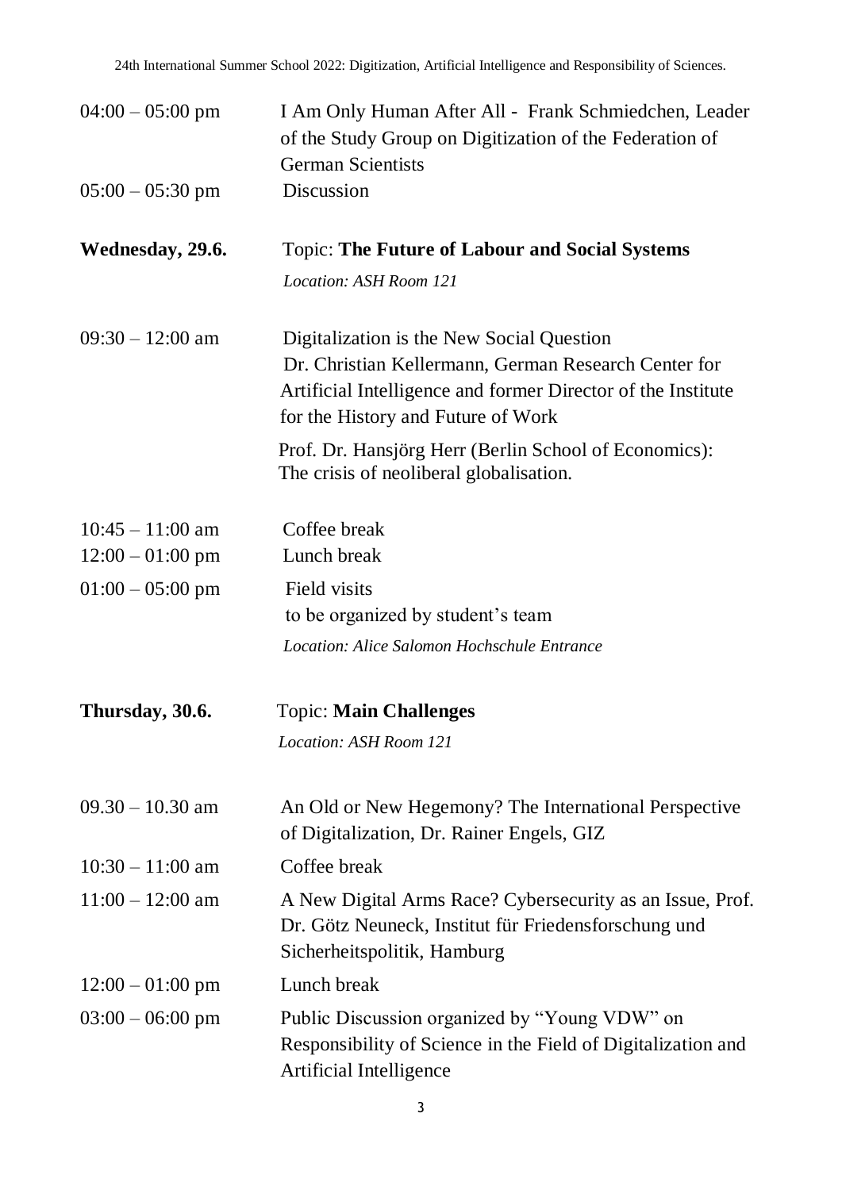| | |
|---|---|
| 04:00 – 05:00 pm | I Am Only Human After All - Frank Schmiedchen, Leader of the Study Group on Digitization of the Federation of German Scientists |
| 05:00 – 05:30 pm | Discussion |

**Wednesday, 29.6.** Topic: **The Future of Labour and Social Systems**

*Location: ASH Room 121*

| | |
|---|---|
| 09:30 – 12:00 am | Digitalization is the New Social Question Dr. Christian Kellermann, German Research Center for Artificial Intelligence and former Director of the Institute for the History and Future of Work<br><br>Prof. Dr. Hansjörg Herr (Berlin School of Economics): The crisis of neoliberal globalisation. |
| 10:45 – 11:00 am | Coffee break |
| 12:00 – 01:00 pm | Lunch break |
| 01:00 – 05:00 pm | Field visits to be organized by student's team<br>*Location: Alice Salomon Hochschule Entrance* |

**Thursday, 30.6.** Topic: **Main Challenges**

*Location: ASH Room 121*

| | |
|---|---|
| 09.30 – 10.30 am | An Old or New Hegemony? The International Perspective of Digitalization, Dr. Rainer Engels, GIZ |
| 10:30 – 11:00 am | Coffee break |
| 11:00 – 12:00 am | A New Digital Arms Race? Cybersecurity as an Issue, Prof. Dr. Götz Neuneck, Institut für Friedensforschung und Sicherheitspolitik, Hamburg |
| 12:00 – 01:00 pm | Lunch break |
| 03:00 – 06:00 pm | Public Discussion organized by "Young VDW" on Responsibility of Science in the Field of Digitalization and Artificial Intelligence |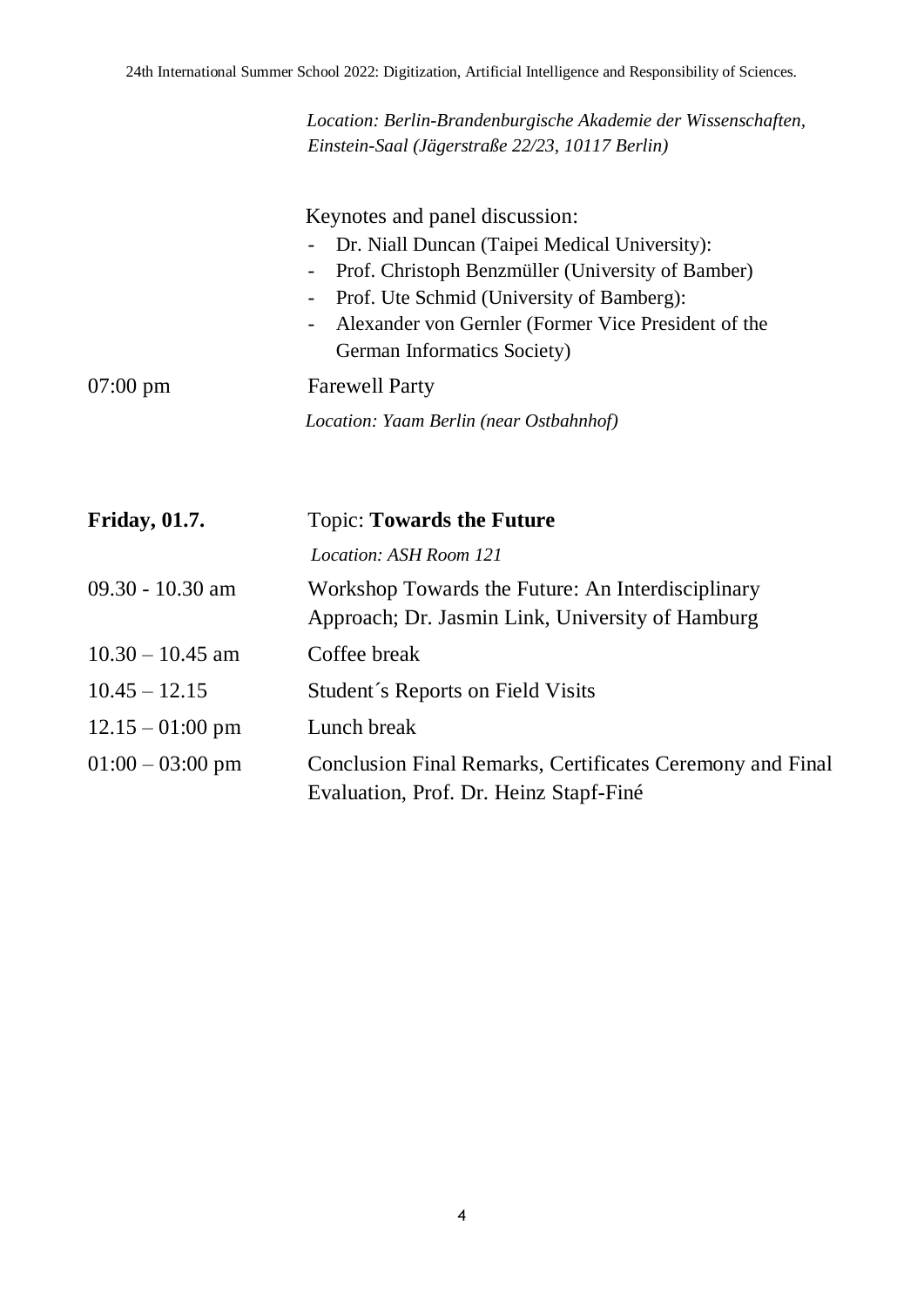*Location: Berlin-Brandenburgische Akademie der Wissenschaften, Einstein-Saal (Jägerstraße 22/23, 10117 Berlin)*

Keynotes and panel discussion:

- Dr. Niall Duncan (Taipei Medical University):
- Prof. Christoph Benzmüller (University of Bamber)
- Prof. Ute Schmid (University of Bamberg):
- Alexander von Gernler (Former Vice President of the German Informatics Society)

| | |
|---|---|
| 07:00 pm | Farewell Party<br>*Location: Yaam Berlin (near Ostbahnhof)* |
| **Friday, 01.7.** | Topic: **Towards the Future**<br>*Location: ASH Room 121* |
| 09.30 - 10.30 am | Workshop Towards the Future: An Interdisciplinary Approach; Dr. Jasmin Link, University of Hamburg |
| 10.30 – 10.45 am | Coffee break |
| 10.45 – 12.15 | Student´s Reports on Field Visits |
| 12.15 – 01:00 pm | Lunch break |
| 01:00 – 03:00 pm | Conclusion Final Remarks, Certificates Ceremony and Final Evaluation, Prof. Dr. Heinz Stapf-Finé |